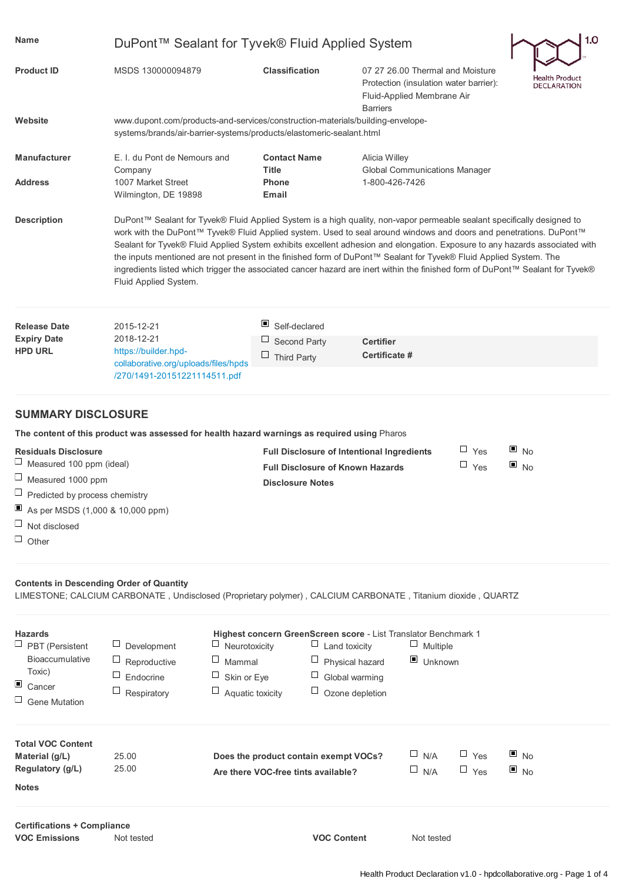# DuPont™ Sealant for Tyvek® Fluid Applied System

Health Product DECLARATION 1.0

| | | | |
|---|---|---|---|
| **Name** | DuPont™ Sealant for Tyvek® Fluid Applied System | | |
| **Product ID** | MSDS 130000094879 | **Classification** | 07 27 26.00 Thermal and Moisture Protection (insulation water barrier): Fluid-Applied Membrane Air Barriers |
| **Website** | www.dupont.com/products-and-services/construction-materials/building-envelope-systems/brands/air-barrier-systems/products/elastomeric-sealant.html | | |
| **Manufacturer** | E. I. du Pont de Nemours and Company | **Contact Name** | Alicia Willey |
| | | **Title** | Global Communications Manager |
| **Address** | 1007 Market Street Wilmington, DE 19898 | **Phone** | 1-800-426-7426 |
| | | **Email** | |

**Description**

DuPont™ Sealant for Tyvek® Fluid Applied System is a high quality, non-vapor permeable sealant specifically designed to work with the DuPont™ Tyvek® Fluid Applied system. Used to seal around windows and doors and penetrations. DuPont™ Sealant for Tyvek® Fluid Applied System exhibits excellent adhesion and elongation. Exposure to any hazards associated with the inputs mentioned are not present in the finished form of DuPont™ Sealant for Tyvek® Fluid Applied System. The ingredients listed which trigger the associated cancer hazard are inert within the finished form of DuPont™ Sealant for Tyvek® Fluid Applied System.

| | | | |
|---|---|---|---|
| **Release Date** | 2015-12-21 | ☒ Self-declared | |
| **Expiry Date** | 2018-12-21 | ☐ Second Party | **Certifier** |
| **HPD URL** | https://builder.hpd-collaborative.org/uploads/files/hpds/270/1491-20151221114511.pdf | ☐ Third Party | **Certificate #** |

## SUMMARY DISCLOSURE

**The content of this product was assessed for health hazard warnings as required using** Pharos

**Residuals Disclosure**

- ☐ Measured 100 ppm (ideal)
- ☐ Measured 1000 ppm
- ☐ Predicted by process chemistry
- ☒ As per MSDS (1,000 & 10,000 ppm)
- ☐ Not disclosed
- ☐ Other

| | | |
|---|---|---|
| **Full Disclosure of Intentional Ingredients** | ☐ Yes | ☒ No |
| **Full Disclosure of Known Hazards** | ☐ Yes | ☒ No |
| **Disclosure Notes** | | |

**Contents in Descending Order of Quantity**

LIMESTONE; CALCIUM CARBONATE , Undisclosed (Proprietary polymer) , CALCIUM CARBONATE , Titanium dioxide , QUARTZ

**Hazards**

- ☐ PBT (Persistent Bioaccumulative Toxic)
- ☒ Cancer
- ☐ Gene Mutation
- ☐ Development
- ☐ Reproductive
- ☐ Endocrine
- ☐ Respiratory
- ☐ Neurotoxicity
- ☐ Mammal
- ☐ Skin or Eye
- ☐ Aquatic toxicity
- ☐ Land toxicity
- ☐ Physical hazard
- ☐ Global warming
- ☐ Ozone depletion
- ☐ Multiple

**Highest concern GreenScreen score** - List Translator Benchmark 1

- ☒ Unknown

**Total VOC Content**

| | |
|---|---|
| **Material (g/L)** | 25.00 |
| **Regulatory (g/L)** | 25.00 |

| | | | |
|---|---|---|---|
| **Does the product contain exempt VOCs?** | ☐ N/A | ☐ Yes | ☒ No |
| **Are there VOC-free tints available?** | ☐ N/A | ☐ Yes | ☒ No |

**Notes**

**Certifications + Compliance**

| | | | |
|---|---|---|---|
| **VOC Emissions** | Not tested | **VOC Content** | Not tested |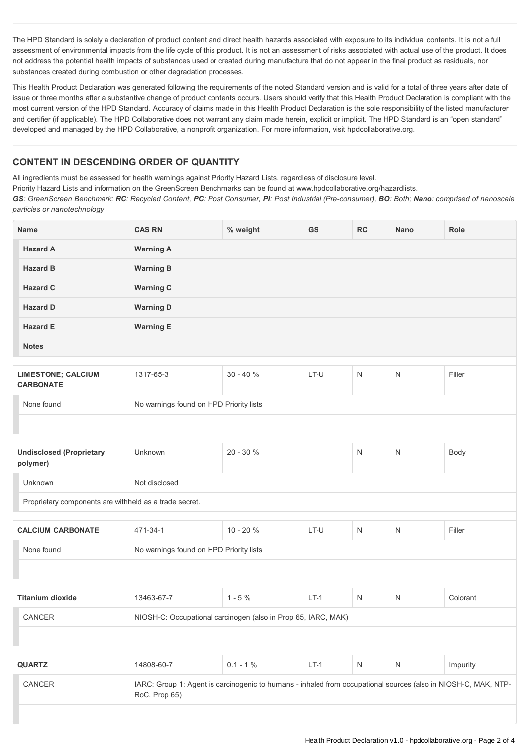The HPD Standard is solely a declaration of product content and direct health hazards associated with exposure to its individual contents. It is not a full assessment of environmental impacts from the life cycle of this product. It is not an assessment of risks associated with actual use of the product. It does not address the potential health impacts of substances used or created during manufacture that do not appear in the final product as residuals, nor substances created during combustion or other degradation processes.

This Health Product Declaration was generated following the requirements of the noted Standard version and is valid for a total of three years after date of issue or three months after a substantive change of product contents occurs. Users should verify that this Health Product Declaration is compliant with the most current version of the HPD Standard. Accuracy of claims made in this Health Product Declaration is the sole responsibility of the listed manufacturer and certifier (if applicable). The HPD Collaborative does not warrant any claim made herein, explicit or implicit. The HPD Standard is an "open standard" developed and managed by the HPD Collaborative, a nonprofit organization. For more information, visit hpdcollaborative.org.

## CONTENT IN DESCENDING ORDER OF QUANTITY

All ingredients must be assessed for health warnings against Priority Hazard Lists, regardless of disclosure level.
Priority Hazard Lists and information on the GreenScreen Benchmarks can be found at www.hpdcollaborative.org/hazardlists.
***GS**: GreenScreen Benchmark; **RC**: Recycled Content, **PC**: Post Consumer, **PI**: Post Industrial (Pre-consumer), **BO**: Both; **Nano**: comprised of nanoscale particles or nanotechnology*

| Name | CAS RN | % weight | GS | RC | Nano | Role |
|---|---|---|---|---|---|---|
| **Hazard A** | **Warning A** | | | | | |
| **Hazard B** | **Warning B** | | | | | |
| **Hazard C** | **Warning C** | | | | | |
| **Hazard D** | **Warning D** | | | | | |
| **Hazard E** | **Warning E** | | | | | |
| **Notes** | | | | | | |
| **LIMESTONE; CALCIUM CARBONATE** | 1317-65-3 | 30 - 40 % | LT-U | N | N | Filler |
| None found | No warnings found on HPD Priority lists | | | | | |
| **Undisclosed (Proprietary polymer)** | Unknown | 20 - 30 % | | N | N | Body |
| Unknown | Not disclosed | | | | | |
| Proprietary components are withheld as a trade secret. | | | | | | |
| **CALCIUM CARBONATE** | 471-34-1 | 10 - 20 % | LT-U | N | N | Filler |
| None found | No warnings found on HPD Priority lists | | | | | |
| **Titanium dioxide** | 13463-67-7 | 1 - 5 % | LT-1 | N | N | Colorant |
| CANCER | NIOSH-C: Occupational carcinogen (also in Prop 65, IARC, MAK) | | | | | |
| **QUARTZ** | 14808-60-7 | 0.1 - 1 % | LT-1 | N | N | Impurity |
| CANCER | IARC: Group 1: Agent is carcinogenic to humans - inhaled from occupational sources (also in NIOSH-C, MAK, NTP-RoC, Prop 65) | | | | | |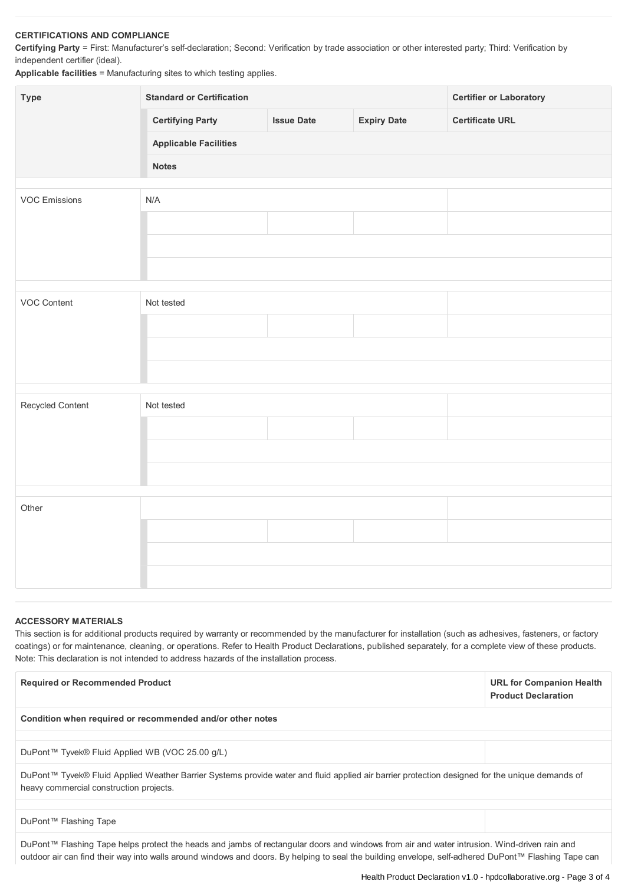### CERTIFICATIONS AND COMPLIANCE

**Certifying Party** = First: Manufacturer's self-declaration; Second: Verification by trade association or other interested party; Third: Verification by independent certifier (ideal).

**Applicable facilities** = Manufacturing sites to which testing applies.

| Type | Standard or Certification | | | Certifier or Laboratory |
|---|---|---|---|---|
| | Certifying Party | Issue Date | Expiry Date | Certificate URL |
| | Applicable Facilities | | | |
| | Notes | | | |
| VOC Emissions | N/A | | | |
| | | | | |
| | | | | |
| | | | | |
| VOC Content | Not tested | | | |
| | | | | |
| | | | | |
| | | | | |
| Recycled Content | Not tested | | | |
| | | | | |
| | | | | |
| | | | | |
| Other | | | | |
| | | | | |
| | | | | |
| | | | | |

### ACCESSORY MATERIALS

This section is for additional products required by warranty or recommended by the manufacturer for installation (such as adhesives, fasteners, or factory coatings) or for maintenance, cleaning, or operations. Refer to Health Product Declarations, published separately, for a complete view of these products. Note: This declaration is not intended to address hazards of the installation process.

| Required or Recommended Product | URL for Companion Health Product Declaration |
|---|---|
| **Condition when required or recommended and/or other notes** | |
| DuPont™ Tyvek® Fluid Applied WB (VOC 25.00 g/L) | |
| DuPont™ Tyvek® Fluid Applied Weather Barrier Systems provide water and fluid applied air barrier protection designed for the unique demands of heavy commercial construction projects. | |
| DuPont™ Flashing Tape | |
| DuPont™ Flashing Tape helps protect the heads and jambs of rectangular doors and windows from air and water intrusion. Wind-driven rain and outdoor air can find their way into walls around windows and doors. By helping to seal the building envelope, self-adhered DuPont™ Flashing Tape can | |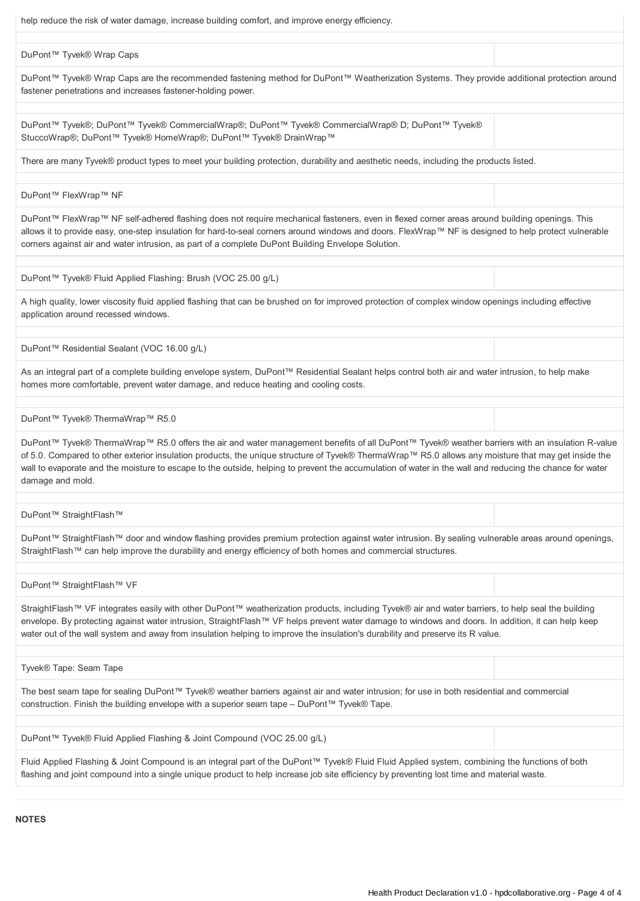help reduce the risk of water damage, increase building comfort, and improve energy efficiency.

| | |
|---|---|
| DuPont™ Tyvek® Wrap Caps | |

DuPont™ Tyvek® Wrap Caps are the recommended fastening method for DuPont™ Weatherization Systems. They provide additional protection around fastener penetrations and increases fastener-holding power.

| | |
|---|---|
| DuPont™ Tyvek®; DuPont™ Tyvek® CommercialWrap®; DuPont™ Tyvek® CommercialWrap® D; DuPont™ Tyvek® StuccoWrap®; DuPont™ Tyvek® HomeWrap®; DuPont™ Tyvek® DrainWrap™ | |

There are many Tyvek® product types to meet your building protection, durability and aesthetic needs, including the products listed.

| | |
|---|---|
| DuPont™ FlexWrap™ NF | |

DuPont™ FlexWrap™ NF self-adhered flashing does not require mechanical fasteners, even in flexed corner areas around building openings. This allows it to provide easy, one-step insulation for hard-to-seal corners around windows and doors. FlexWrap™ NF is designed to help protect vulnerable corners against air and water intrusion, as part of a complete DuPont Building Envelope Solution.

| | |
|---|---|
| DuPont™ Tyvek® Fluid Applied Flashing: Brush (VOC 25.00 g/L) | |

A high quality, lower viscosity fluid applied flashing that can be brushed on for improved protection of complex window openings including effective application around recessed windows.

| | |
|---|---|
| DuPont™ Residential Sealant (VOC 16.00 g/L) | |

As an integral part of a complete building envelope system, DuPont™ Residential Sealant helps control both air and water intrusion, to help make homes more comfortable, prevent water damage, and reduce heating and cooling costs.

| | |
|---|---|
| DuPont™ Tyvek® ThermaWrap™ R5.0 | |

DuPont™ Tyvek® ThermaWrap™ R5.0 offers the air and water management benefits of all DuPont™ Tyvek® weather barriers with an insulation R-value of 5.0. Compared to other exterior insulation products, the unique structure of Tyvek® ThermaWrap™ R5.0 allows any moisture that may get inside the wall to evaporate and the moisture to escape to the outside, helping to prevent the accumulation of water in the wall and reducing the chance for water damage and mold.

| | |
|---|---|
| DuPont™ StraightFlash™ | |

DuPont™ StraightFlash™ door and window flashing provides premium protection against water intrusion. By sealing vulnerable areas around openings, StraightFlash™ can help improve the durability and energy efficiency of both homes and commercial structures.

| | |
|---|---|
| DuPont™ StraightFlash™ VF | |

StraightFlash™ VF integrates easily with other DuPont™ weatherization products, including Tyvek® air and water barriers, to help seal the building envelope. By protecting against water intrusion, StraightFlash™ VF helps prevent water damage to windows and doors. In addition, it can help keep water out of the wall system and away from insulation helping to improve the insulation's durability and preserve its R value.

| | |
|---|---|
| Tyvek® Tape: Seam Tape | |

The best seam tape for sealing DuPont™ Tyvek® weather barriers against air and water intrusion; for use in both residential and commercial construction. Finish the building envelope with a superior seam tape – DuPont™ Tyvek® Tape.

| | |
|---|---|
| DuPont™ Tyvek® Fluid Applied Flashing & Joint Compound (VOC 25.00 g/L) | |

Fluid Applied Flashing & Joint Compound is an integral part of the DuPont™ Tyvek® Fluid Fluid Applied system, combining the functions of both flashing and joint compound into a single unique product to help increase job site efficiency by preventing lost time and material waste.

**NOTES**